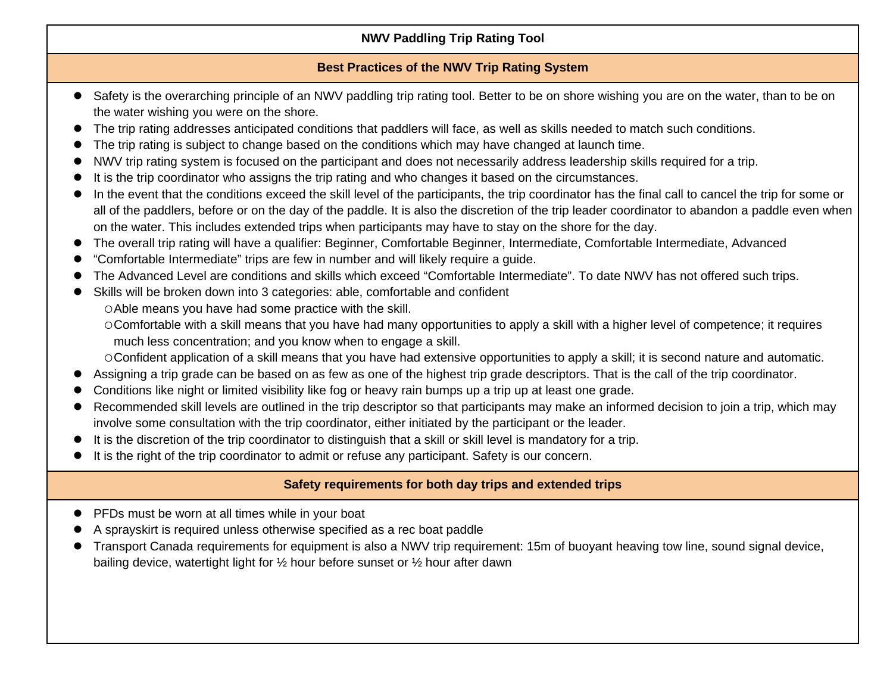# NWV Paddling Trip Rating Tool

## Best Practices of the NWV Trip Rating System

- Safety is the overarching principle of an NWV paddling trip rating tool. Better to be on shore wishing you are on the water, than to be on the water wishing you were on the shore.
- The trip rating addresses anticipated conditions that paddlers will face, as well as skills needed to match such conditions.
- The trip rating is subject to change based on the conditions which may have changed at launch time.
- NWV trip rating system is focused on the participant and does not necessarily address leadership skills required for a trip.
- It is the trip coordinator who assigns the trip rating and who changes it based on the circumstances.
- In the event that the conditions exceed the skill level of the participants, the trip coordinator has the final call to cancel the trip for some or all of the paddlers, before or on the day of the paddle. It is also the discretion of the trip leader coordinator to abandon a paddle even when on the water. This includes extended trips when participants may have to stay on the shore for the day.
- The overall trip rating will have a qualifier: Beginner, Comfortable Beginner, Intermediate, Comfortable Intermediate, Advanced
- “Comfortable Intermediate” trips are few in number and will likely require a guide.
- The Advanced Level are conditions and skills which exceed “Comfortable Intermediate”. To date NWV has not offered such trips.
- Skills will be broken down into 3 categories: able, comfortable and confident
  - Able means you have had some practice with the skill.
  - Comfortable with a skill means that you have had many opportunities to apply a skill with a higher level of competence; it requires much less concentration; and you know when to engage a skill.
  - Confident application of a skill means that you have had extensive opportunities to apply a skill; it is second nature and automatic.
- Assigning a trip grade can be based on as few as one of the highest trip grade descriptors. That is the call of the trip coordinator.
- Conditions like night or limited visibility like fog or heavy rain bumps up a trip up at least one grade.
- Recommended skill levels are outlined in the trip descriptor so that participants may make an informed decision to join a trip, which may involve some consultation with the trip coordinator, either initiated by the participant or the leader.
- It is the discretion of the trip coordinator to distinguish that a skill or skill level is mandatory for a trip.
- It is the right of the trip coordinator to admit or refuse any participant. Safety is our concern.

## Safety requirements for both day trips and extended trips

- PFDs must be worn at all times while in your boat
- A sprayskirt is required unless otherwise specified as a rec boat paddle
- Transport Canada requirements for equipment is also a NWV trip requirement: 15m of buoyant heaving tow line, sound signal device, bailing device, watertight light for ½ hour before sunset or ½ hour after dawn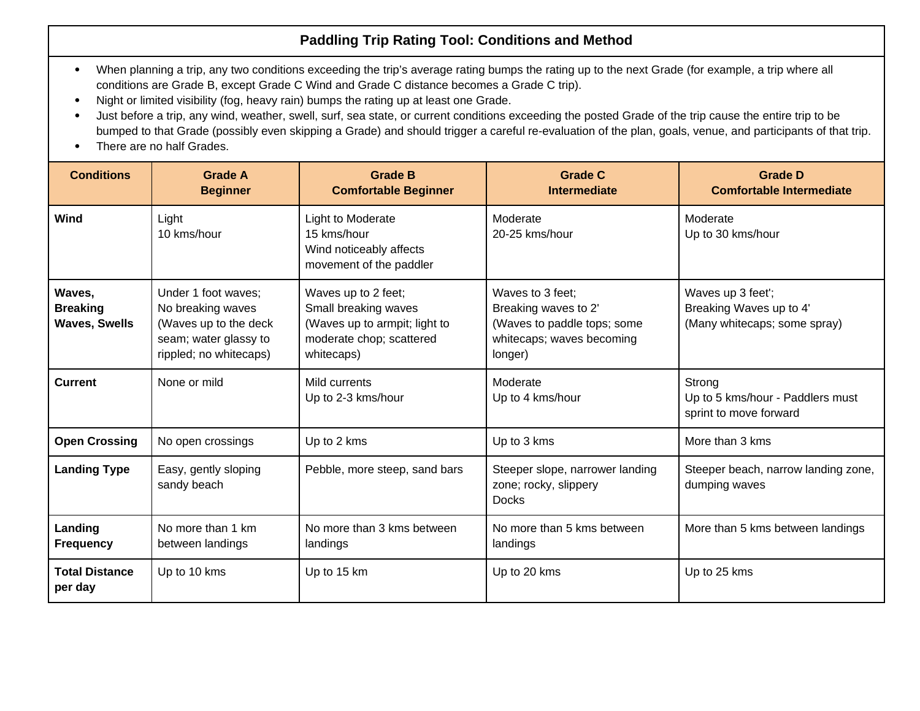## Paddling Trip Rating Tool: Conditions and Method

- When planning a trip, any two conditions exceeding the trip's average rating bumps the rating up to the next Grade (for example, a trip where all conditions are Grade B, except Grade C Wind and Grade C distance becomes a Grade C trip).
- Night or limited visibility (fog, heavy rain) bumps the rating up at least one Grade.
- Just before a trip, any wind, weather, swell, surf, sea state, or current conditions exceeding the posted Grade of the trip cause the entire trip to be bumped to that Grade (possibly even skipping a Grade) and should trigger a careful re-evaluation of the plan, goals, venue, and participants of that trip.
- There are no half Grades.

| Conditions | Grade A<br>Beginner | Grade B<br>Comfortable Beginner | Grade C<br>Intermediate | Grade D<br>Comfortable Intermediate |
|---|---|---|---|---|
| **Wind** | Light<br>10 kms/hour | Light to Moderate<br>15 kms/hour<br>Wind noticeably affects movement of the paddler | Moderate<br>20-25 kms/hour | Moderate<br>Up to 30 kms/hour |
| **Waves, Breaking Waves, Swells** | Under 1 foot waves;<br>No breaking waves<br>(Waves up to the deck seam; water glassy to rippled; no whitecaps) | Waves up to 2 feet;<br>Small breaking waves<br>(Waves up to armpit; light to moderate chop; scattered whitecaps) | Waves to 3 feet;<br>Breaking waves to 2'<br>(Waves to paddle tops; some whitecaps; waves becoming longer) | Waves up 3 feet';<br>Breaking Waves up to 4'<br>(Many whitecaps; some spray) |
| **Current** | None or mild | Mild currents<br>Up to 2-3 kms/hour | Moderate<br>Up to 4 kms/hour | Strong<br>Up to 5 kms/hour - Paddlers must sprint to move forward |
| **Open Crossing** | No open crossings | Up to 2 kms | Up to 3 kms | More than 3 kms |
| **Landing Type** | Easy, gently sloping sandy beach | Pebble, more steep, sand bars | Steeper slope, narrower landing zone; rocky, slippery<br>Docks | Steeper beach, narrow landing zone, dumping waves |
| **Landing Frequency** | No more than 1 km between landings | No more than 3 kms between landings | No more than 5 kms between landings | More than 5 kms between landings |
| **Total Distance per day** | Up to 10 kms | Up to 15 km | Up to 20 kms | Up to 25 kms |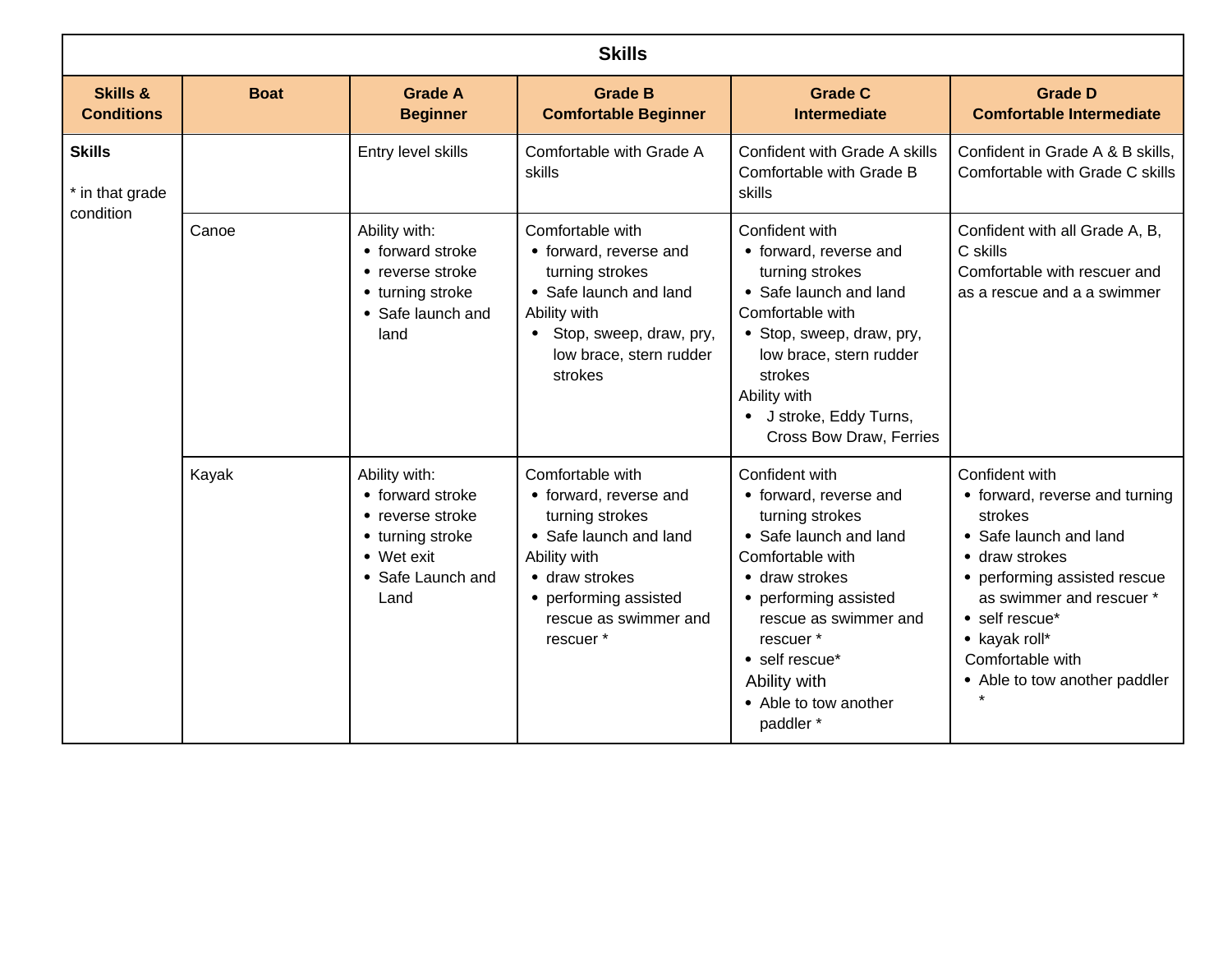## Skills

| Skills & Conditions | Boat | Grade A Beginner | Grade B Comfortable Beginner | Grade C Intermediate | Grade D Comfortable Intermediate |
|---|---|---|---|---|---|
| **Skills**<br><br>* in that grade condition | | Entry level skills | Comfortable with Grade A skills | Confident with Grade A skills Comfortable with Grade B skills | Confident in Grade A & B skills, Comfortable with Grade C skills |
| | Canoe | Ability with:<br>• forward stroke<br>• reverse stroke<br>• turning stroke<br>• Safe launch and land | Comfortable with<br>• forward, reverse and turning strokes<br>• Safe launch and land<br>Ability with<br>• Stop, sweep, draw, pry, low brace, stern rudder strokes | Confident with<br>• forward, reverse and turning strokes<br>• Safe launch and land<br>Comfortable with<br>• Stop, sweep, draw, pry, low brace, stern rudder strokes<br>Ability with<br>• J stroke, Eddy Turns, Cross Bow Draw, Ferries | Confident with all Grade A, B, C skills<br>Comfortable with rescuer and as a rescue and a a swimmer |
| | Kayak | Ability with:<br>• forward stroke<br>• reverse stroke<br>• turning stroke<br>• Wet exit<br>• Safe Launch and Land | Comfortable with<br>• forward, reverse and turning strokes<br>• Safe launch and land<br>Ability with<br>• draw strokes<br>• performing assisted rescue as swimmer and rescuer * | Confident with<br>• forward, reverse and turning strokes<br>• Safe launch and land<br>Comfortable with<br>• draw strokes<br>• performing assisted rescue as swimmer and rescuer *<br>• self rescue*<br>Ability with<br>• Able to tow another paddler * | Confident with<br>• forward, reverse and turning strokes<br>• Safe launch and land<br>• draw strokes<br>• performing assisted rescue as swimmer and rescuer *<br>• self rescue*<br>• kayak roll*<br>Comfortable with<br>• Able to tow another paddler * |